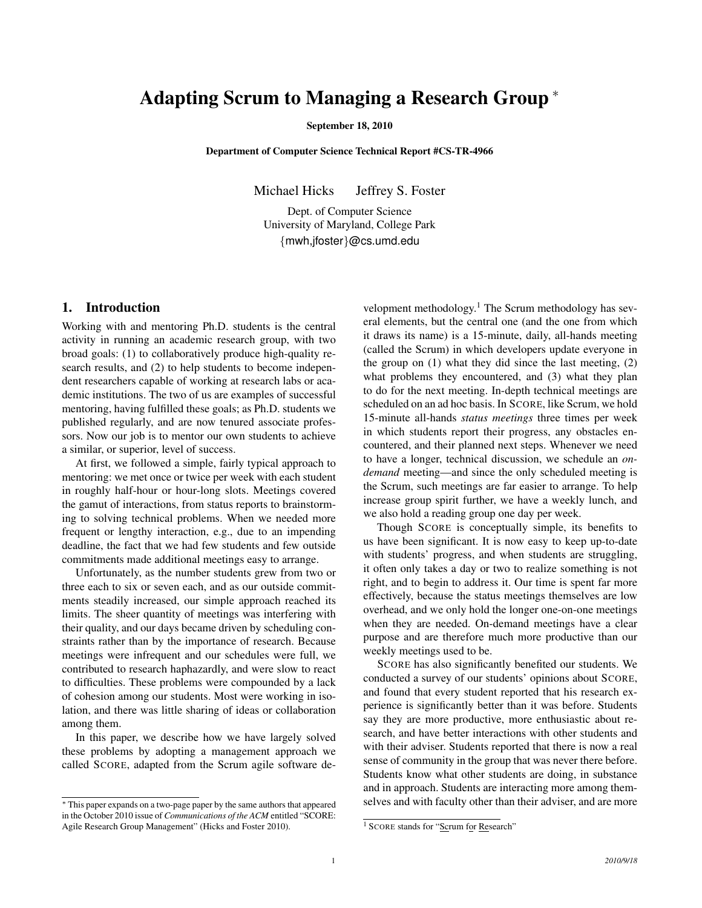# Adapting Scrum to Managing a Research Group [*]

**September 18, 2010**

**Department of Computer Science Technical Report #CS-TR-4966**

Michael Hicks   Jeffrey S. Foster

Dept. of Computer Science
University of Maryland, College Park
{mwh,jfoster}@cs.umd.edu

## 1. Introduction

Working with and mentoring Ph.D. students is the central activity in running an academic research group, with two broad goals: (1) to collaboratively produce high-quality research results, and (2) to help students to become independent researchers capable of working at research labs or academic institutions. The two of us are examples of successful mentoring, having fulfilled these goals; as Ph.D. students we published regularly, and are now tenured associate professors. Now our job is to mentor our own students to achieve a similar, or superior, level of success.

At first, we followed a simple, fairly typical approach to mentoring: we met once or twice per week with each student in roughly half-hour or hour-long slots. Meetings covered the gamut of interactions, from status reports to brainstorming to solving technical problems. When we needed more frequent or lengthy interaction, e.g., due to an impending deadline, the fact that we had few students and few outside commitments made additional meetings easy to arrange.

Unfortunately, as the number students grew from two or three each to six or seven each, and as our outside commitments steadily increased, our simple approach reached its limits. The sheer quantity of meetings was interfering with their quality, and our days became driven by scheduling constraints rather than by the importance of research. Because meetings were infrequent and our schedules were full, we contributed to research haphazardly, and were slow to react to difficulties. These problems were compounded by a lack of cohesion among our students. Most were working in isolation, and there was little sharing of ideas or collaboration among them.

In this paper, we describe how we have largely solved these problems by adopting a management approach we called SCORE, adapted from the Scrum agile software development methodology.[1] The Scrum methodology has several elements, but the central one (and the one from which it draws its name) is a 15-minute, daily, all-hands meeting (called the Scrum) in which developers update everyone in the group on (1) what they did since the last meeting, (2) what problems they encountered, and (3) what they plan to do for the next meeting. In-depth technical meetings are scheduled on an ad hoc basis. In SCORE, like Scrum, we hold 15-minute all-hands *status meetings* three times per week in which students report their progress, any obstacles encountered, and their planned next steps. Whenever we need to have a longer, technical discussion, we schedule an *on-demand* meeting—and since the only scheduled meeting is the Scrum, such meetings are far easier to arrange. To help increase group spirit further, we have a weekly lunch, and we also hold a reading group one day per week.

Though SCORE is conceptually simple, its benefits to us have been significant. It is now easy to keep up-to-date with students' progress, and when students are struggling, it often only takes a day or two to realize something is not right, and to begin to address it. Our time is spent far more effectively, because the status meetings themselves are low overhead, and we only hold the longer one-on-one meetings when they are needed. On-demand meetings have a clear purpose and are therefore much more productive than our weekly meetings used to be.

SCORE has also significantly benefited our students. We conducted a survey of our students' opinions about SCORE, and found that every student reported that his research experience is significantly better than it was before. Students say they are more productive, more enthusiastic about research, and have better interactions with other students and with their adviser. Students reported that there is now a real sense of community in the group that was never there before. Students know what other students are doing, in substance and in approach. Students are interacting more among themselves and with faculty other than their adviser, and are more

---

[*] This paper expands on a two-page paper by the same authors that appeared in the October 2010 issue of *Communications of the ACM* entitled "SCORE: Agile Research Group Management" (Hicks and Foster 2010).

[1] SCORE stands for "Scrum for Research"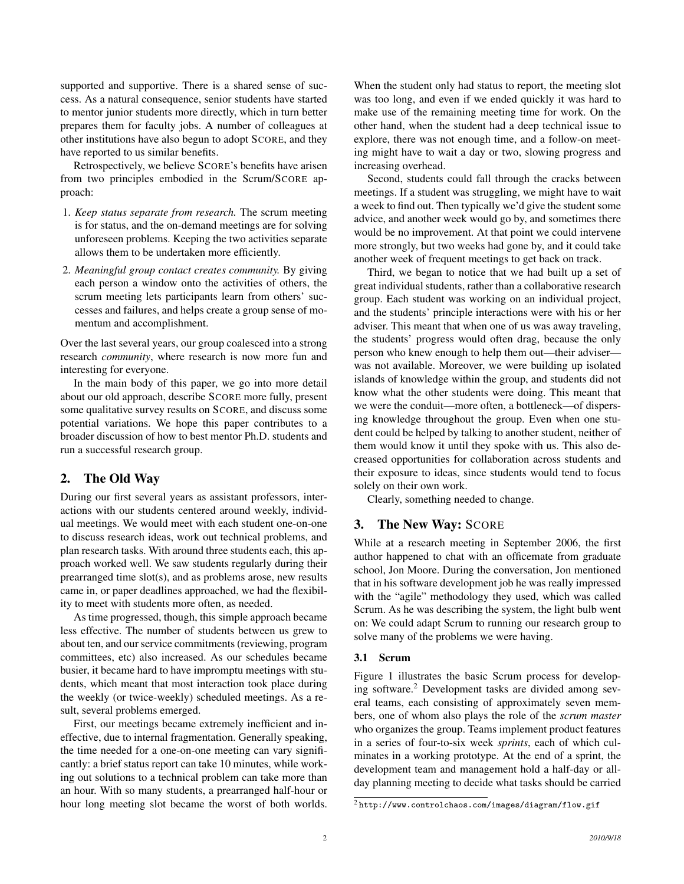supported and supportive. There is a shared sense of success. As a natural consequence, senior students have started to mentor junior students more directly, which in turn better prepares them for faculty jobs. A number of colleagues at other institutions have also begun to adopt SCORE, and they have reported to us similar benefits.

Retrospectively, we believe SCORE's benefits have arisen from two principles embodied in the Scrum/SCORE approach:

1. *Keep status separate from research.* The scrum meeting is for status, and the on-demand meetings are for solving unforeseen problems. Keeping the two activities separate allows them to be undertaken more efficiently.
2. *Meaningful group contact creates community.* By giving each person a window onto the activities of others, the scrum meeting lets participants learn from others' successes and failures, and helps create a group sense of momentum and accomplishment.

Over the last several years, our group coalesced into a strong research *community*, where research is now more fun and interesting for everyone.

In the main body of this paper, we go into more detail about our old approach, describe SCORE more fully, present some qualitative survey results on SCORE, and discuss some potential variations. We hope this paper contributes to a broader discussion of how to best mentor Ph.D. students and run a successful research group.

## 2. The Old Way

During our first several years as assistant professors, interactions with our students centered around weekly, individual meetings. We would meet with each student one-on-one to discuss research ideas, work out technical problems, and plan research tasks. With around three students each, this approach worked well. We saw students regularly during their prearranged time slot(s), and as problems arose, new results came in, or paper deadlines approached, we had the flexibility to meet with students more often, as needed.

As time progressed, though, this simple approach became less effective. The number of students between us grew to about ten, and our service commitments (reviewing, program committees, etc) also increased. As our schedules became busier, it became hard to have impromptu meetings with students, which meant that most interaction took place during the weekly (or twice-weekly) scheduled meetings. As a result, several problems emerged.

First, our meetings became extremely inefficient and ineffective, due to internal fragmentation. Generally speaking, the time needed for a one-on-one meeting can vary significantly: a brief status report can take 10 minutes, while working out solutions to a technical problem can take more than an hour. With so many students, a prearranged half-hour or hour long meeting slot became the worst of both worlds. When the student only had status to report, the meeting slot was too long, and even if we ended quickly it was hard to make use of the remaining meeting time for work. On the other hand, when the student had a deep technical issue to explore, there was not enough time, and a follow-on meeting might have to wait a day or two, slowing progress and increasing overhead.

Second, students could fall through the cracks between meetings. If a student was struggling, we might have to wait a week to find out. Then typically we'd give the student some advice, and another week would go by, and sometimes there would be no improvement. At that point we could intervene more strongly, but two weeks had gone by, and it could take another week of frequent meetings to get back on track.

Third, we began to notice that we had built up a set of great individual students, rather than a collaborative research group. Each student was working on an individual project, and the students' principle interactions were with his or her adviser. This meant that when one of us was away traveling, the students' progress would often drag, because the only person who knew enough to help them out—their adviser—was not available. Moreover, we were building up isolated islands of knowledge within the group, and students did not know what the other students were doing. This meant that we were the conduit—more often, a bottleneck—of dispersing knowledge throughout the group. Even when one student could be helped by talking to another student, neither of them would know it until they spoke with us. This also decreased opportunities for collaboration across students and their exposure to ideas, since students would tend to focus solely on their own work.

Clearly, something needed to change.

## 3. The New Way: SCORE

While at a research meeting in September 2006, the first author happened to chat with an officemate from graduate school, Jon Moore. During the conversation, Jon mentioned that in his software development job he was really impressed with the "agile" methodology they used, which was called Scrum. As he was describing the system, the light bulb went on: We could adapt Scrum to running our research group to solve many of the problems we were having.

### 3.1 Scrum

Figure 1 illustrates the basic Scrum process for developing software.[2] Development tasks are divided among several teams, each consisting of approximately seven members, one of whom also plays the role of the *scrum master* who organizes the group. Teams implement product features in a series of four-to-six week *sprints*, each of which culminates in a working prototype. At the end of a sprint, the development team and management hold a half-day or all-day planning meeting to decide what tasks should be carried

[2] `http://www.controlchaos.com/images/diagram/flow.gif`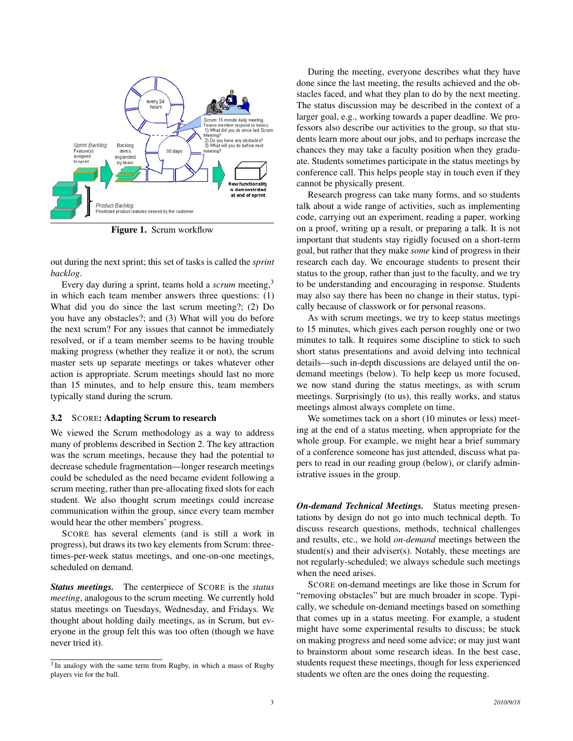Figure 1. Scrum workflow

out during the next sprint; this set of tasks is called the *sprint backlog*.

Every day during a sprint, teams hold a *scrum* meeting,[3] in which each team member answers three questions: (1) What did you do since the last scrum meeting?; (2) Do you have any obstacles?; and (3) What will you do before the next scrum? For any issues that cannot be immediately resolved, or if a team member seems to be having trouble making progress (whether they realize it or not), the scrum master sets up separate meetings or takes whatever other action is appropriate. Scrum meetings should last no more than 15 minutes, and to help ensure this, team members typically stand during the scrum.

### 3.2 SCORE: Adapting Scrum to research

We viewed the Scrum methodology as a way to address many of problems described in Section 2. The key attraction was the scrum meetings, because they had the potential to decrease schedule fragmentation—longer research meetings could be scheduled as the need became evident following a scrum meeting, rather than pre-allocating fixed slots for each student. We also thought scrum meetings could increase communication within the group, since every team member would hear the other members' progress.

SCORE has several elements (and is still a work in progress), but draws its two key elements from Scrum: three-times-per-week status meetings, and one-on-one meetings, scheduled on demand.

***Status meetings.*** The centerpiece of SCORE is the *status meeting*, analogous to the scrum meeting. We currently hold status meetings on Tuesdays, Wednesday, and Fridays. We thought about holding daily meetings, as in Scrum, but everyone in the group felt this was too often (though we have never tried it).

[3] In analogy with the same term from Rugby, in which a mass of Rugby players vie for the ball.

During the meeting, everyone describes what they have done since the last meeting, the results achieved and the obstacles faced, and what they plan to do by the next meeting. The status discussion may be described in the context of a larger goal, e.g., working towards a paper deadline. We professors also describe our activities to the group, so that students learn more about our jobs, and to perhaps increase the chances they may take a faculty position when they graduate. Students sometimes participate in the status meetings by conference call. This helps people stay in touch even if they cannot be physically present.

Research progress can take many forms, and so students talk about a wide range of activities, such as implementing code, carrying out an experiment, reading a paper, working on a proof, writing up a result, or preparing a talk. It is not important that students stay rigidly focused on a short-term goal, but rather that they make *some* kind of progress in their research each day. We encourage students to present their status to the group, rather than just to the faculty, and we try to be understanding and encouraging in response. Students may also say there has been no change in their status, typically because of classwork or for personal reasons.

As with scrum meetings, we try to keep status meetings to 15 minutes, which gives each person roughly one or two minutes to talk. It requires some discipline to stick to such short status presentations and avoid delving into technical details—such in-depth discussions are delayed until the on-demand meetings (below). To help keep us more focused, we now stand during the status meetings, as with scrum meetings. Surprisingly (to us), this really works, and status meetings almost always complete on time.

We sometimes tack on a short (10 minutes or less) meeting at the end of a status meeting, when appropriate for the whole group. For example, we might hear a brief summary of a conference someone has just attended, discuss what papers to read in our reading group (below), or clarify administrative issues in the group.

***On-demand Technical Meetings.*** Status meeting presentations by design do not go into much technical depth. To discuss research questions, methods, technical challenges and results, etc., we hold *on-demand* meetings between the student(s) and their adviser(s). Notably, these meetings are not regularly-scheduled; we always schedule such meetings when the need arises.

SCORE on-demand meetings are like those in Scrum for "removing obstacles" but are much broader in scope. Typically, we schedule on-demand meetings based on something that comes up in a status meeting. For example, a student might have some experimental results to discuss; be stuck on making progress and need some advice; or may just want to brainstorm about some research ideas. In the best case, students request these meetings, though for less experienced students we often are the ones doing the requesting.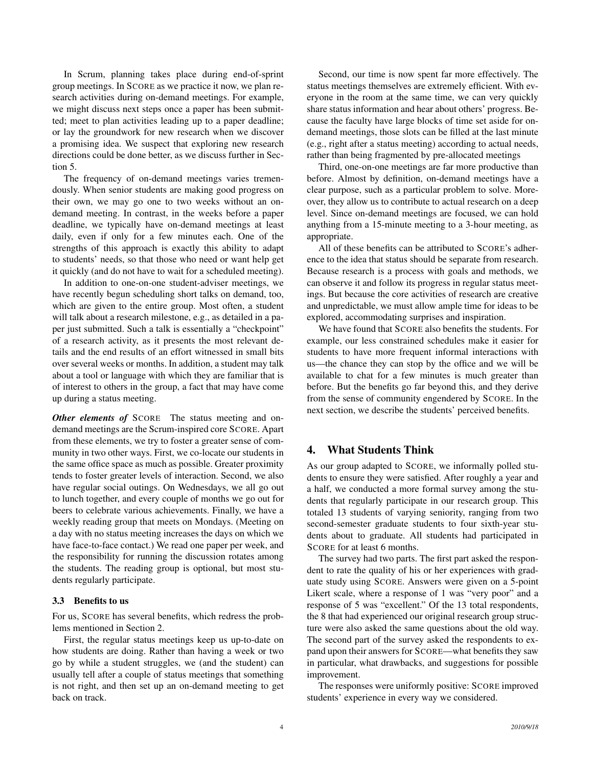In Scrum, planning takes place during end-of-sprint group meetings. In SCORE as we practice it now, we plan research activities during on-demand meetings. For example, we might discuss next steps once a paper has been submitted; meet to plan activities leading up to a paper deadline; or lay the groundwork for new research when we discover a promising idea. We suspect that exploring new research directions could be done better, as we discuss further in Section 5.

The frequency of on-demand meetings varies tremendously. When senior students are making good progress on their own, we may go one to two weeks without an on-demand meeting. In contrast, in the weeks before a paper deadline, we typically have on-demand meetings at least daily, even if only for a few minutes each. One of the strengths of this approach is exactly this ability to adapt to students' needs, so that those who need or want help get it quickly (and do not have to wait for a scheduled meeting).

In addition to one-on-one student-adviser meetings, we have recently begun scheduling short talks on demand, too, which are given to the entire group. Most often, a student will talk about a research milestone, e.g., as detailed in a paper just submitted. Such a talk is essentially a "checkpoint" of a research activity, as it presents the most relevant details and the end results of an effort witnessed in small bits over several weeks or months. In addition, a student may talk about a tool or language with which they are familiar that is of interest to others in the group, a fact that may have come up during a status meeting.

***Other elements of*** SCORE The status meeting and on-demand meetings are the Scrum-inspired core SCORE. Apart from these elements, we try to foster a greater sense of community in two other ways. First, we co-locate our students in the same office space as much as possible. Greater proximity tends to foster greater levels of interaction. Second, we also have regular social outings. On Wednesdays, we all go out to lunch together, and every couple of months we go out for beers to celebrate various achievements. Finally, we have a weekly reading group that meets on Mondays. (Meeting on a day with no status meeting increases the days on which we have face-to-face contact.) We read one paper per week, and the responsibility for running the discussion rotates among the students. The reading group is optional, but most students regularly participate.

### 3.3 Benefits to us

For us, SCORE has several benefits, which redress the problems mentioned in Section 2.

First, the regular status meetings keep us up-to-date on how students are doing. Rather than having a week or two go by while a student struggles, we (and the student) can usually tell after a couple of status meetings that something is not right, and then set up an on-demand meeting to get back on track.

Second, our time is now spent far more effectively. The status meetings themselves are extremely efficient. With everyone in the room at the same time, we can very quickly share status information and hear about others' progress. Because the faculty have large blocks of time set aside for on-demand meetings, those slots can be filled at the last minute (e.g., right after a status meeting) according to actual needs, rather than being fragmented by pre-allocated meetings

Third, one-on-one meetings are far more productive than before. Almost by definition, on-demand meetings have a clear purpose, such as a particular problem to solve. Moreover, they allow us to contribute to actual research on a deep level. Since on-demand meetings are focused, we can hold anything from a 15-minute meeting to a 3-hour meeting, as appropriate.

All of these benefits can be attributed to SCORE's adherence to the idea that status should be separate from research. Because research is a process with goals and methods, we can observe it and follow its progress in regular status meetings. But because the core activities of research are creative and unpredictable, we must allow ample time for ideas to be explored, accommodating surprises and inspiration.

We have found that SCORE also benefits the students. For example, our less constrained schedules make it easier for students to have more frequent informal interactions with us—the chance they can stop by the office and we will be available to chat for a few minutes is much greater than before. But the benefits go far beyond this, and they derive from the sense of community engendered by SCORE. In the next section, we describe the students' perceived benefits.

## 4. What Students Think

As our group adapted to SCORE, we informally polled students to ensure they were satisfied. After roughly a year and a half, we conducted a more formal survey among the students that regularly participate in our research group. This totaled 13 students of varying seniority, ranging from two second-semester graduate students to four sixth-year students about to graduate. All students had participated in SCORE for at least 6 months.

The survey had two parts. The first part asked the respondent to rate the quality of his or her experiences with graduate study using SCORE. Answers were given on a 5-point Likert scale, where a response of 1 was "very poor" and a response of 5 was "excellent." Of the 13 total respondents, the 8 that had experienced our original research group structure were also asked the same questions about the old way. The second part of the survey asked the respondents to expand upon their answers for SCORE—what benefits they saw in particular, what drawbacks, and suggestions for possible improvement.

The responses were uniformly positive: SCORE improved students' experience in every way we considered.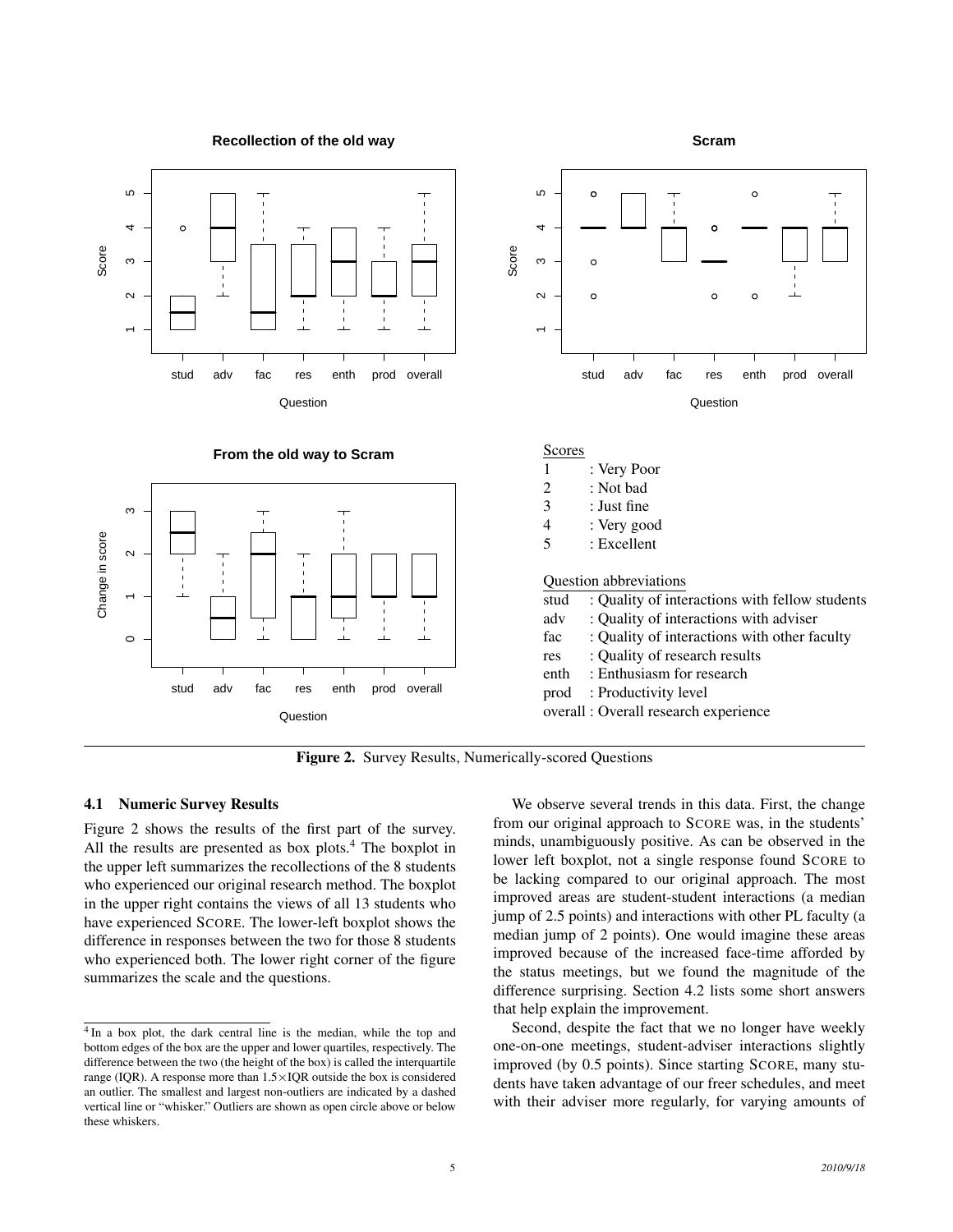Scores

1 : Very Poor
2 : Not bad
3 : Just fine
4 : Very good
5 : Excellent

Question abbreviations

stud : Quality of interactions with fellow students
adv : Quality of interactions with adviser
fac : Quality of interactions with other faculty
res : Quality of research results
enth : Enthusiasm for research
prod : Productivity level
overall : Overall research experience

**Figure 2.** Survey Results, Numerically-scored Questions

### 4.1 Numeric Survey Results

Figure 2 shows the results of the first part of the survey. All the results are presented as box plots.[4] The boxplot in the upper left summarizes the recollections of the 8 students who experienced our original research method. The boxplot in the upper right contains the views of all 13 students who have experienced SCORE. The lower-left boxplot shows the difference in responses between the two for those 8 students who experienced both. The lower right corner of the figure summarizes the scale and the questions.

We observe several trends in this data. First, the change from our original approach to SCORE was, in the students' minds, unambiguously positive. As can be observed in the lower left boxplot, not a single response found SCORE to be lacking compared to our original approach. The most improved areas are student-student interactions (a median jump of 2.5 points) and interactions with other PL faculty (a median jump of 2 points). One would imagine these areas improved because of the increased face-time afforded by the status meetings, but we found the magnitude of the difference surprising. Section 4.2 lists some short answers that help explain the improvement.

Second, despite the fact that we no longer have weekly one-on-one meetings, student-adviser interactions slightly improved (by 0.5 points). Since starting SCORE, many students have taken advantage of our freer schedules, and meet with their adviser more regularly, for varying amounts of

[4] In a box plot, the dark central line is the median, while the top and bottom edges of the box are the upper and lower quartiles, respectively. The difference between the two (the height of the box) is called the interquartile range (IQR). A response more than $1.5\times$IQR outside the box is considered an outlier. The smallest and largest non-outliers are indicated by a dashed vertical line or "whisker." Outliers are shown as open circle above or below these whiskers.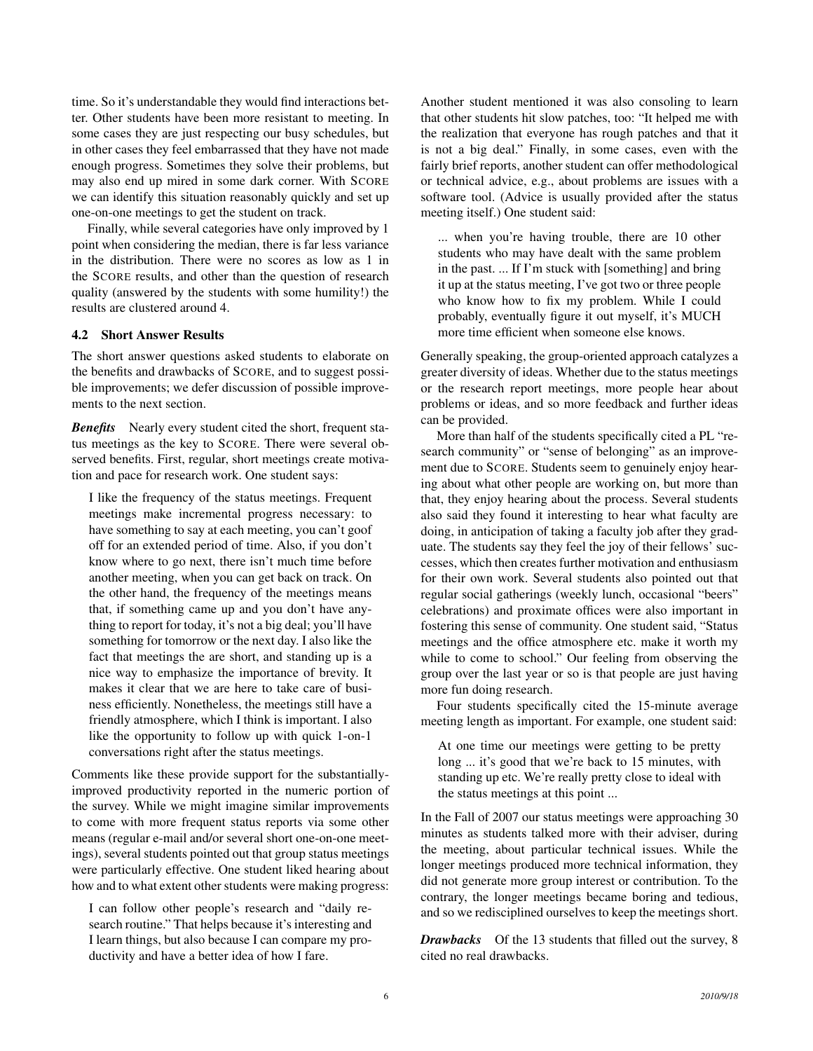time. So it's understandable they would find interactions better. Other students have been more resistant to meeting. In some cases they are just respecting our busy schedules, but in other cases they feel embarrassed that they have not made enough progress. Sometimes they solve their problems, but may also end up mired in some dark corner. With SCORE we can identify this situation reasonably quickly and set up one-on-one meetings to get the student on track.

Finally, while several categories have only improved by 1 point when considering the median, there is far less variance in the distribution. There were no scores as low as 1 in the SCORE results, and other than the question of research quality (answered by the students with some humility!) the results are clustered around 4.

### 4.2 Short Answer Results

The short answer questions asked students to elaborate on the benefits and drawbacks of SCORE, and to suggest possible improvements; we defer discussion of possible improvements to the next section.

***Benefits*** Nearly every student cited the short, frequent status meetings as the key to SCORE. There were several observed benefits. First, regular, short meetings create motivation and pace for research work. One student says:

> I like the frequency of the status meetings. Frequent meetings make incremental progress necessary: to have something to say at each meeting, you can't goof off for an extended period of time. Also, if you don't know where to go next, there isn't much time before another meeting, when you can get back on track. On the other hand, the frequency of the meetings means that, if something came up and you don't have anything to report for today, it's not a big deal; you'll have something for tomorrow or the next day. I also like the fact that meetings the are short, and standing up is a nice way to emphasize the importance of brevity. It makes it clear that we are here to take care of business efficiently. Nonetheless, the meetings still have a friendly atmosphere, which I think is important. I also like the opportunity to follow up with quick 1-on-1 conversations right after the status meetings.

Comments like these provide support for the substantially-improved productivity reported in the numeric portion of the survey. While we might imagine similar improvements to come with more frequent status reports via some other means (regular e-mail and/or several short one-on-one meetings), several students pointed out that group status meetings were particularly effective. One student liked hearing about how and to what extent other students were making progress:

> I can follow other people's research and "daily research routine." That helps because it's interesting and I learn things, but also because I can compare my productivity and have a better idea of how I fare.

Another student mentioned it was also consoling to learn that other students hit slow patches, too: "It helped me with the realization that everyone has rough patches and that it is not a big deal." Finally, in some cases, even with the fairly brief reports, another student can offer methodological or technical advice, e.g., about problems are issues with a software tool. (Advice is usually provided after the status meeting itself.) One student said:

> ... when you're having trouble, there are 10 other students who may have dealt with the same problem in the past. ... If I'm stuck with [something] and bring it up at the status meeting, I've got two or three people who know how to fix my problem. While I could probably, eventually figure it out myself, it's MUCH more time efficient when someone else knows.

Generally speaking, the group-oriented approach catalyzes a greater diversity of ideas. Whether due to the status meetings or the research report meetings, more people hear about problems or ideas, and so more feedback and further ideas can be provided.

More than half of the students specifically cited a PL "research community" or "sense of belonging" as an improvement due to SCORE. Students seem to genuinely enjoy hearing about what other people are working on, but more than that, they enjoy hearing about the process. Several students also said they found it interesting to hear what faculty are doing, in anticipation of taking a faculty job after they graduate. The students say they feel the joy of their fellows' successes, which then creates further motivation and enthusiasm for their own work. Several students also pointed out that regular social gatherings (weekly lunch, occasional "beers" celebrations) and proximate offices were also important in fostering this sense of community. One student said, "Status meetings and the office atmosphere etc. make it worth my while to come to school." Our feeling from observing the group over the last year or so is that people are just having more fun doing research.

Four students specifically cited the 15-minute average meeting length as important. For example, one student said:

> At one time our meetings were getting to be pretty long ... it's good that we're back to 15 minutes, with standing up etc. We're really pretty close to ideal with the status meetings at this point ...

In the Fall of 2007 our status meetings were approaching 30 minutes as students talked more with their adviser, during the meeting, about particular technical issues. While the longer meetings produced more technical information, they did not generate more group interest or contribution. To the contrary, the longer meetings became boring and tedious, and so we redisciplined ourselves to keep the meetings short.

***Drawbacks*** Of the 13 students that filled out the survey, 8 cited no real drawbacks.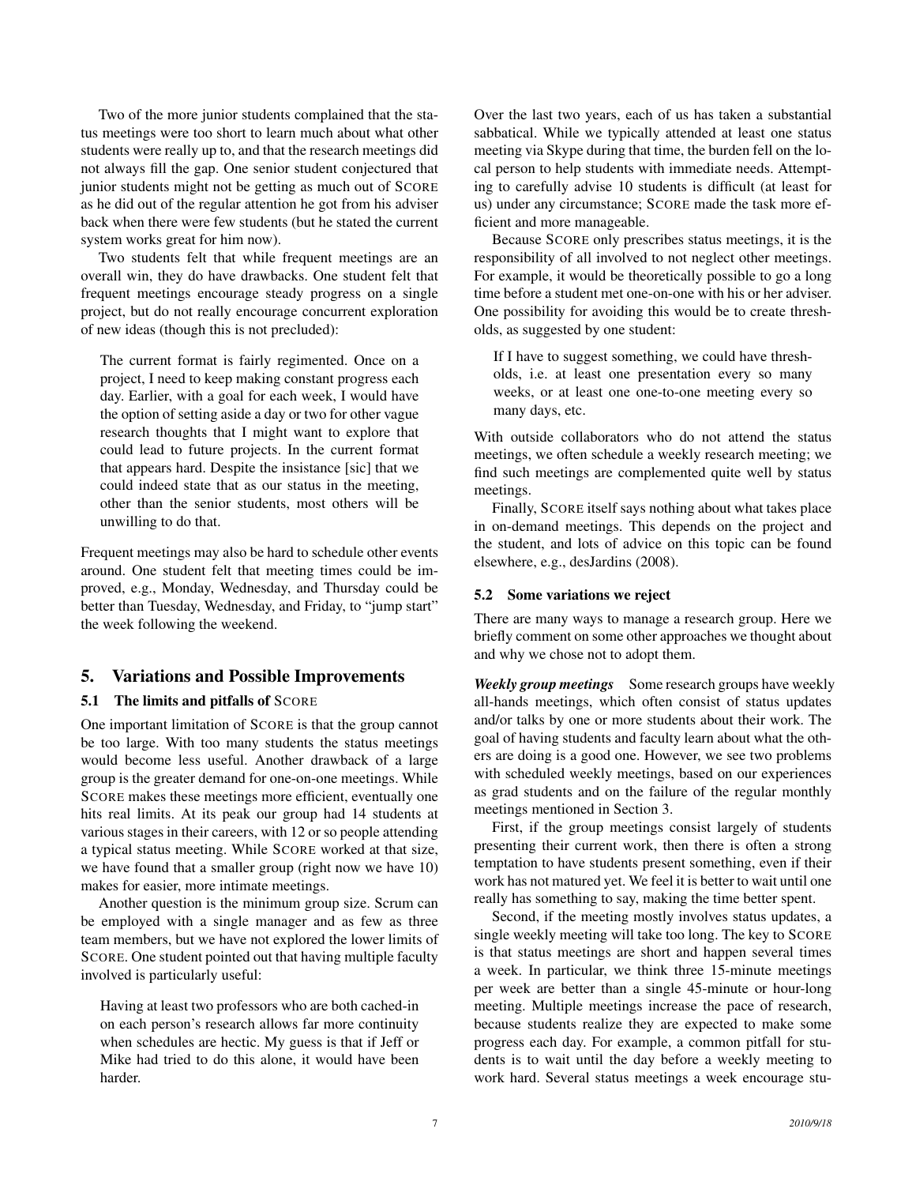Two of the more junior students complained that the status meetings were too short to learn much about what other students were really up to, and that the research meetings did not always fill the gap. One senior student conjectured that junior students might not be getting as much out of SCORE as he did out of the regular attention he got from his adviser back when there were few students (but he stated the current system works great for him now).

Two students felt that while frequent meetings are an overall win, they do have drawbacks. One student felt that frequent meetings encourage steady progress on a single project, but do not really encourage concurrent exploration of new ideas (though this is not precluded):

> The current format is fairly regimented. Once on a project, I need to keep making constant progress each day. Earlier, with a goal for each week, I would have the option of setting aside a day or two for other vague research thoughts that I might want to explore that could lead to future projects. In the current format that appears hard. Despite the insistance [sic] that we could indeed state that as our status in the meeting, other than the senior students, most others will be unwilling to do that.

Frequent meetings may also be hard to schedule other events around. One student felt that meeting times could be improved, e.g., Monday, Wednesday, and Thursday could be better than Tuesday, Wednesday, and Friday, to "jump start" the week following the weekend.

## 5. Variations and Possible Improvements

### 5.1 The limits and pitfalls of SCORE

One important limitation of SCORE is that the group cannot be too large. With too many students the status meetings would become less useful. Another drawback of a large group is the greater demand for one-on-one meetings. While SCORE makes these meetings more efficient, eventually one hits real limits. At its peak our group had 14 students at various stages in their careers, with 12 or so people attending a typical status meeting. While SCORE worked at that size, we have found that a smaller group (right now we have 10) makes for easier, more intimate meetings.

Another question is the minimum group size. Scrum can be employed with a single manager and as few as three team members, but we have not explored the lower limits of SCORE. One student pointed out that having multiple faculty involved is particularly useful:

> Having at least two professors who are both cached-in on each person's research allows far more continuity when schedules are hectic. My guess is that if Jeff or Mike had tried to do this alone, it would have been harder.

Over the last two years, each of us has taken a substantial sabbatical. While we typically attended at least one status meeting via Skype during that time, the burden fell on the local person to help students with immediate needs. Attempting to carefully advise 10 students is difficult (at least for us) under any circumstance; SCORE made the task more efficient and more manageable.

Because SCORE only prescribes status meetings, it is the responsibility of all involved to not neglect other meetings. For example, it would be theoretically possible to go a long time before a student met one-on-one with his or her adviser. One possibility for avoiding this would be to create thresholds, as suggested by one student:

> If I have to suggest something, we could have thresholds, i.e. at least one presentation every so many weeks, or at least one one-to-one meeting every so many days, etc.

With outside collaborators who do not attend the status meetings, we often schedule a weekly research meeting; we find such meetings are complemented quite well by status meetings.

Finally, SCORE itself says nothing about what takes place in on-demand meetings. This depends on the project and the student, and lots of advice on this topic can be found elsewhere, e.g., desJardins (2008).

### 5.2 Some variations we reject

There are many ways to manage a research group. Here we briefly comment on some other approaches we thought about and why we chose not to adopt them.

***Weekly group meetings*** Some research groups have weekly all-hands meetings, which often consist of status updates and/or talks by one or more students about their work. The goal of having students and faculty learn about what the others are doing is a good one. However, we see two problems with scheduled weekly meetings, based on our experiences as grad students and on the failure of the regular monthly meetings mentioned in Section 3.

First, if the group meetings consist largely of students presenting their current work, then there is often a strong temptation to have students present something, even if their work has not matured yet. We feel it is better to wait until one really has something to say, making the time better spent.

Second, if the meeting mostly involves status updates, a single weekly meeting will take too long. The key to SCORE is that status meetings are short and happen several times a week. In particular, we think three 15-minute meetings per week are better than a single 45-minute or hour-long meeting. Multiple meetings increase the pace of research, because students realize they are expected to make some progress each day. For example, a common pitfall for students is to wait until the day before a weekly meeting to work hard. Several status meetings a week encourage stu-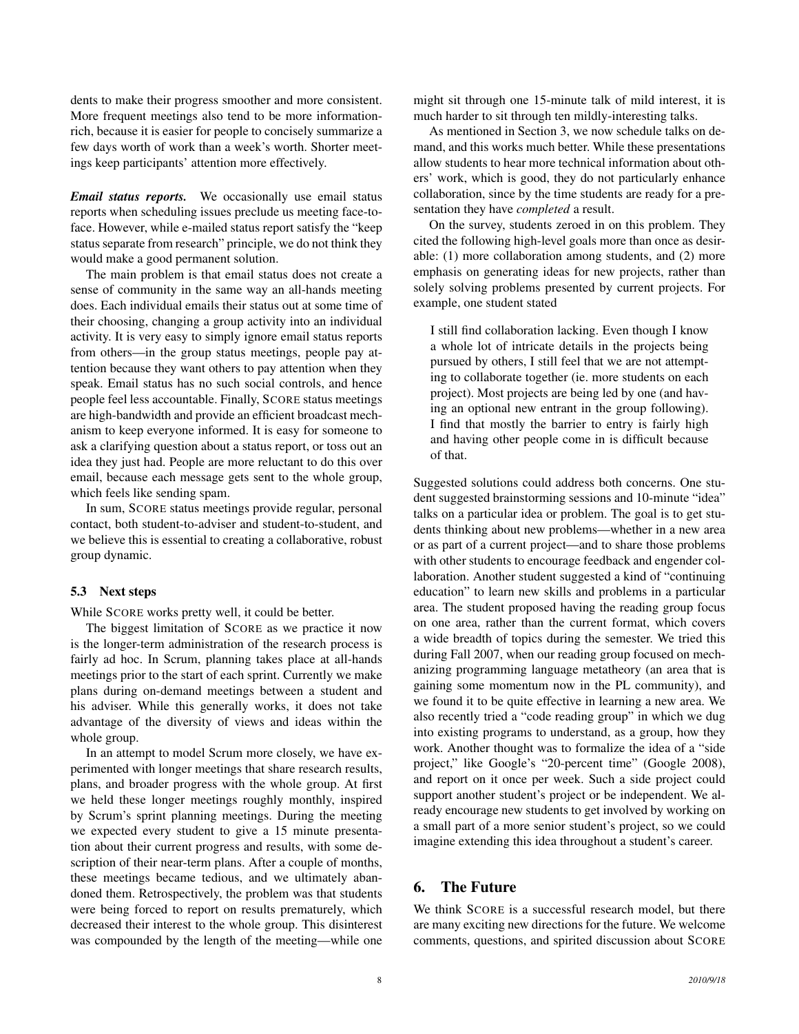dents to make their progress smoother and more consistent. More frequent meetings also tend to be more information-rich, because it is easier for people to concisely summarize a few days worth of work than a week's worth. Shorter meetings keep participants' attention more effectively.

***Email status reports.*** We occasionally use email status reports when scheduling issues preclude us meeting face-to-face. However, while e-mailed status report satisfy the "keep status separate from research" principle, we do not think they would make a good permanent solution.

The main problem is that email status does not create a sense of community in the same way an all-hands meeting does. Each individual emails their status out at some time of their choosing, changing a group activity into an individual activity. It is very easy to simply ignore email status reports from others—in the group status meetings, people pay attention because they want others to pay attention when they speak. Email status has no such social controls, and hence people feel less accountable. Finally, SCORE status meetings are high-bandwidth and provide an efficient broadcast mechanism to keep everyone informed. It is easy for someone to ask a clarifying question about a status report, or toss out an idea they just had. People are more reluctant to do this over email, because each message gets sent to the whole group, which feels like sending spam.

In sum, SCORE status meetings provide regular, personal contact, both student-to-adviser and student-to-student, and we believe this is essential to creating a collaborative, robust group dynamic.

### 5.3 Next steps

While SCORE works pretty well, it could be better.

The biggest limitation of SCORE as we practice it now is the longer-term administration of the research process is fairly ad hoc. In Scrum, planning takes place at all-hands meetings prior to the start of each sprint. Currently we make plans during on-demand meetings between a student and his adviser. While this generally works, it does not take advantage of the diversity of views and ideas within the whole group.

In an attempt to model Scrum more closely, we have experimented with longer meetings that share research results, plans, and broader progress with the whole group. At first we held these longer meetings roughly monthly, inspired by Scrum's sprint planning meetings. During the meeting we expected every student to give a 15 minute presentation about their current progress and results, with some description of their near-term plans. After a couple of months, these meetings became tedious, and we ultimately abandoned them. Retrospectively, the problem was that students were being forced to report on results prematurely, which decreased their interest to the whole group. This disinterest was compounded by the length of the meeting—while one might sit through one 15-minute talk of mild interest, it is much harder to sit through ten mildly-interesting talks.

As mentioned in Section 3, we now schedule talks on demand, and this works much better. While these presentations allow students to hear more technical information about others' work, which is good, they do not particularly enhance collaboration, since by the time students are ready for a presentation they have *completed* a result.

On the survey, students zeroed in on this problem. They cited the following high-level goals more than once as desirable: (1) more collaboration among students, and (2) more emphasis on generating ideas for new projects, rather than solely solving problems presented by current projects. For example, one student stated

> I still find collaboration lacking. Even though I know a whole lot of intricate details in the projects being pursued by others, I still feel that we are not attempting to collaborate together (ie. more students on each project). Most projects are being led by one (and having an optional new entrant in the group following). I find that mostly the barrier to entry is fairly high and having other people come in is difficult because of that.

Suggested solutions could address both concerns. One student suggested brainstorming sessions and 10-minute "idea" talks on a particular idea or problem. The goal is to get students thinking about new problems—whether in a new area or as part of a current project—and to share those problems with other students to encourage feedback and engender collaboration. Another student suggested a kind of "continuing education" to learn new skills and problems in a particular area. The student proposed having the reading group focus on one area, rather than the current format, which covers a wide breadth of topics during the semester. We tried this during Fall 2007, when our reading group focused on mechanizing programming language metatheory (an area that is gaining some momentum now in the PL community), and we found it to be quite effective in learning a new area. We also recently tried a "code reading group" in which we dug into existing programs to understand, as a group, how they work. Another thought was to formalize the idea of a "side project," like Google's "20-percent time" (Google 2008), and report on it once per week. Such a side project could support another student's project or be independent. We already encourage new students to get involved by working on a small part of a more senior student's project, so we could imagine extending this idea throughout a student's career.

## 6. The Future

We think SCORE is a successful research model, but there are many exciting new directions for the future. We welcome comments, questions, and spirited discussion about SCORE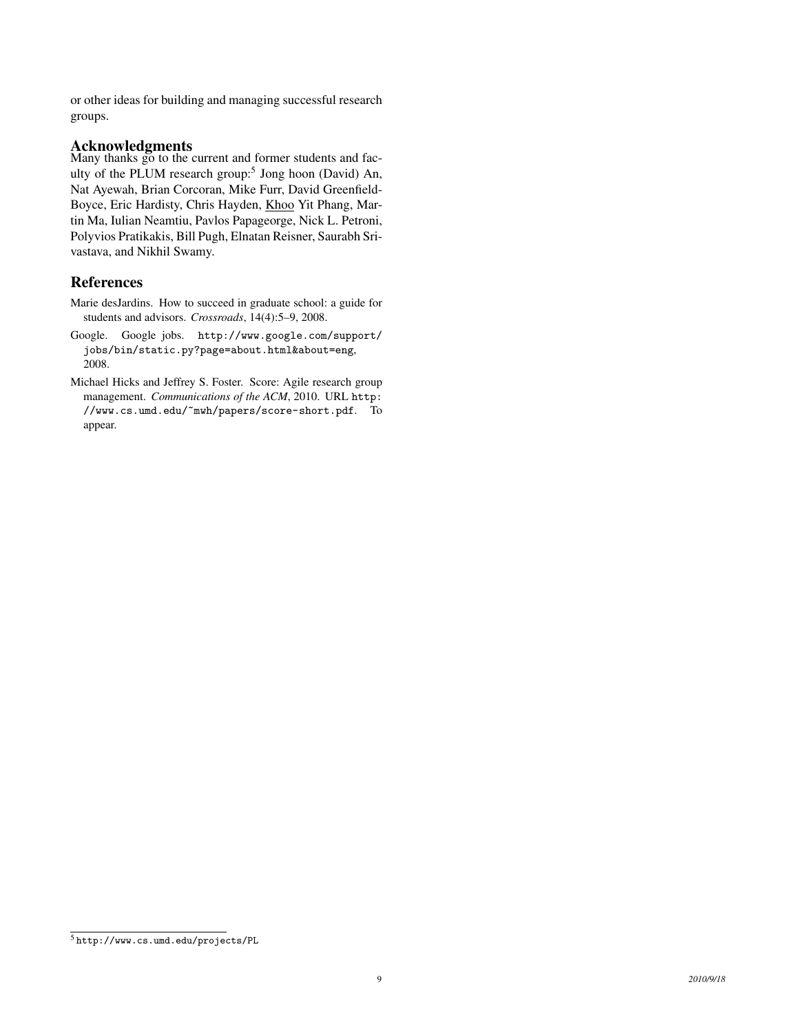or other ideas for building and managing successful research groups.

## Acknowledgments

Many thanks go to the current and former students and faculty of the PLUM research group:[5] Jong hoon (David) An, Nat Ayewah, Brian Corcoran, Mike Furr, David Greenfield-Boyce, Eric Hardisty, Chris Hayden, Khoo Yit Phang, Martin Ma, Iulian Neamtiu, Pavlos Papageorge, Nick L. Petroni, Polyvios Pratikakis, Bill Pugh, Elnatan Reisner, Saurabh Srivastava, and Nikhil Swamy.

## References

Marie desJardins. How to succeed in graduate school: a guide for students and advisors. *Crossroads*, 14(4):5–9, 2008.

Google. Google jobs. `http://www.google.com/support/jobs/bin/static.py?page=about.html&about=eng`, 2008.

Michael Hicks and Jeffrey S. Foster. Score: Agile research group management. *Communications of the ACM*, 2010. URL `http://www.cs.umd.edu/~mwh/papers/score-short.pdf`. To appear.

[5] `http://www.cs.umd.edu/projects/PL`